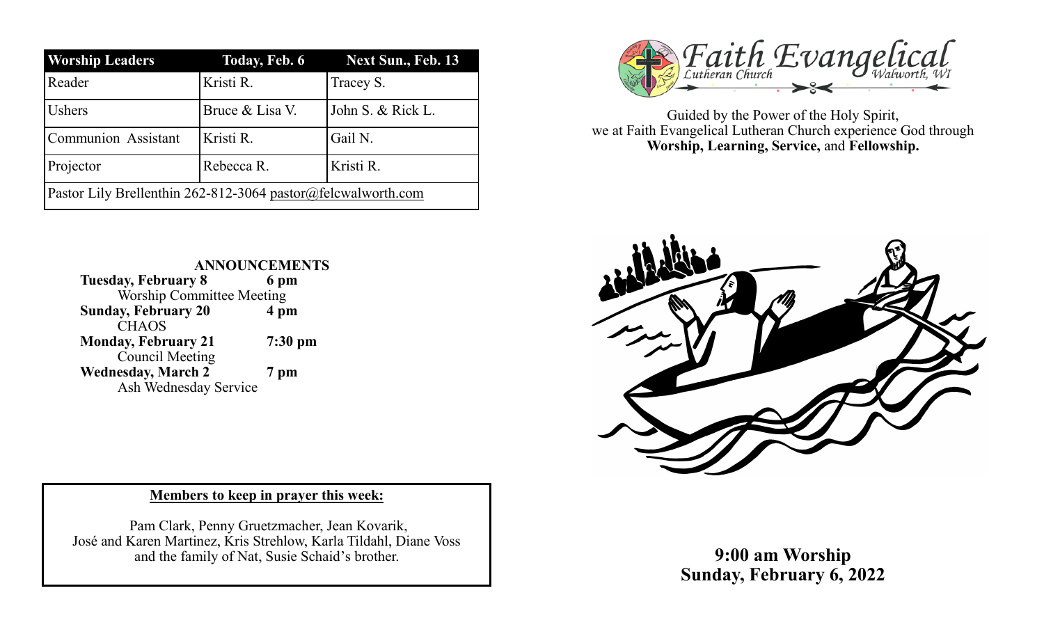| Worship Leaders | Today, Feb. 6 | Next Sun., Feb. 13 |
|---|---|---|
| Reader | Kristi R. | Tracey S. |
| Ushers | Bruce & Lisa V. | John S. & Rick L. |
| Communion Assistant | Kristi R. | Gail N. |
| Projector | Rebecca R. | Kristi R. |
| Pastor Lily Brellenthin 262-812-3064 pastor@felcwalworth.com | | |

## ANNOUNCEMENTS

**Tuesday, February 8** **6 pm**
Worship Committee Meeting

**Sunday, February 20** **4 pm**
CHAOS

**Monday, February 21** **7:30 pm**
Council Meeting

**Wednesday, March 2** **7 pm**
Ash Wednesday Service

**Members to keep in prayer this week:**

Pam Clark, Penny Gruetzmacher, Jean Kovarik, José and Karen Martinez, Kris Strehlow, Karla Tildahl, Diane Voss and the family of Nat, Susie Schaid's brother.

# Faith Evangelical Lutheran Church
Walworth, WI

Guided by the Power of the Holy Spirit, we at Faith Evangelical Lutheran Church experience God through **Worship, Learning, Service,** and **Fellowship.**

**9:00 am Worship**
**Sunday, February 6, 2022**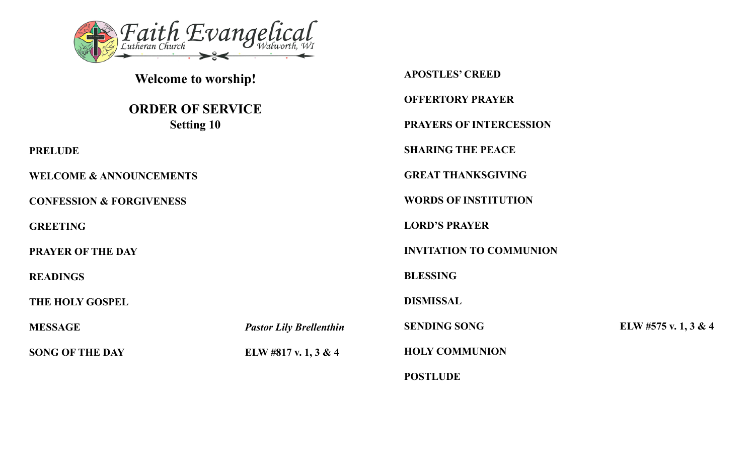Faith Evangelical Lutheran Church Walworth, WI

**Welcome to worship!**

## ORDER OF SERVICE

**Setting 10**

**PRELUDE**

**WELCOME & ANNOUNCEMENTS**

**CONFESSION & FORGIVENESS**

**GREETING**

**PRAYER OF THE DAY**

**READINGS**

**THE HOLY GOSPEL**

**MESSAGE** — ***Pastor Lily Brellenthin***

**SONG OF THE DAY** — **ELW #817 v. 1, 3 & 4**

**APOSTLES' CREED**

**OFFERTORY PRAYER**

**PRAYERS OF INTERCESSION**

**SHARING THE PEACE**

**GREAT THANKSGIVING**

**WORDS OF INSTITUTION**

**LORD'S PRAYER**

**INVITATION TO COMMUNION**

**BLESSING**

**DISMISSAL**

**SENDING SONG** — **ELW #575 v. 1, 3 & 4**

**HOLY COMMUNION**

**POSTLUDE**